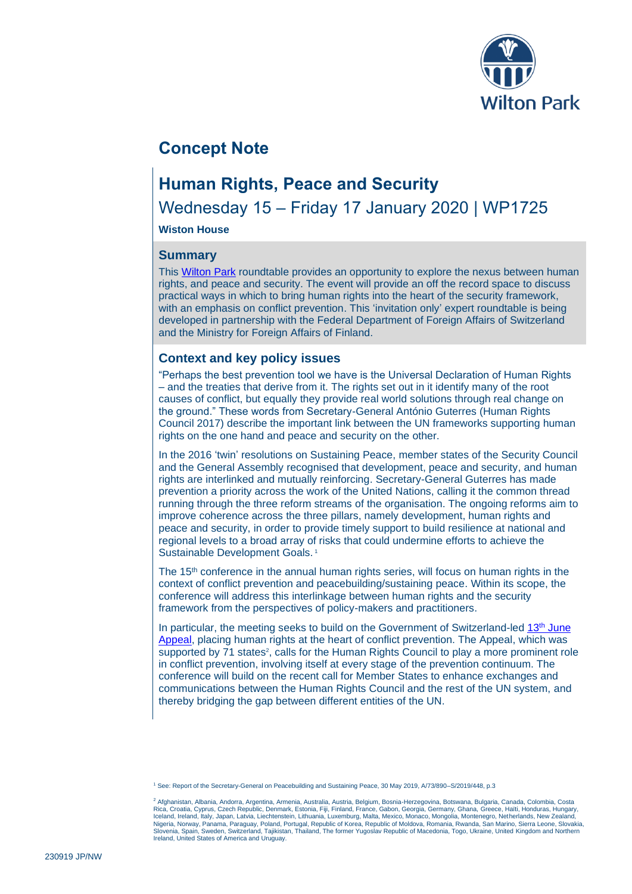# Concept Note

## Human Rights, Peace and Security

Wednesday 15 – Friday 17 January 2020 | WP1725

**Wiston House**

### Summary

This Wilton Park roundtable provides an opportunity to explore the nexus between human rights, and peace and security. The event will provide an off the record space to discuss practical ways in which to bring human rights into the heart of the security framework, with an emphasis on conflict prevention. This 'invitation only' expert roundtable is being developed in partnership with the Federal Department of Foreign Affairs of Switzerland and the Ministry for Foreign Affairs of Finland.

### Context and key policy issues

"Perhaps the best prevention tool we have is the Universal Declaration of Human Rights – and the treaties that derive from it. The rights set out in it identify many of the root causes of conflict, but equally they provide real world solutions through real change on the ground." These words from Secretary-General António Guterres (Human Rights Council 2017) describe the important link between the UN frameworks supporting human rights on the one hand and peace and security on the other.

In the 2016 'twin' resolutions on Sustaining Peace, member states of the Security Council and the General Assembly recognised that development, peace and security, and human rights are interlinked and mutually reinforcing. Secretary-General Guterres has made prevention a priority across the work of the United Nations, calling it the common thread running through the three reform streams of the organisation. The ongoing reforms aim to improve coherence across the three pillars, namely development, human rights and peace and security, in order to provide timely support to build resilience at national and regional levels to a broad array of risks that could undermine efforts to achieve the Sustainable Development Goals. [1]

The 15th conference in the annual human rights series, will focus on human rights in the context of conflict prevention and peacebuilding/sustaining peace. Within its scope, the conference will address this interlinkage between human rights and the security framework from the perspectives of policy-makers and practitioners.

In particular, the meeting seeks to build on the Government of Switzerland-led 13th June Appeal, placing human rights at the heart of conflict prevention. The Appeal, which was supported by 71 states[2], calls for the Human Rights Council to play a more prominent role in conflict prevention, involving itself at every stage of the prevention continuum. The conference will build on the recent call for Member States to enhance exchanges and communications between the Human Rights Council and the rest of the UN system, and thereby bridging the gap between different entities of the UN.

[1] See: Report of the Secretary-General on Peacebuilding and Sustaining Peace, 30 May 2019, A/73/890–S/2019/448, p.3

[2] Afghanistan, Albania, Andorra, Argentina, Armenia, Australia, Austria, Belgium, Bosnia-Herzegovina, Botswana, Bulgaria, Canada, Colombia, Costa Rica, Croatia, Cyprus, Czech Republic, Denmark, Estonia, Fiji, Finland, France, Gabon, Georgia, Germany, Ghana, Greece, Haiti, Honduras, Hungary, Iceland, Ireland, Italy, Japan, Latvia, Liechtenstein, Lithuania, Luxemburg, Malta, Mexico, Monaco, Mongolia, Montenegro, Netherlands, New Zealand, Nigeria, Norway, Panama, Paraguay, Poland, Portugal, Republic of Korea, Republic of Moldova, Romania, Rwanda, San Marino, Sierra Leone, Slovakia, Slovenia, Spain, Sweden, Switzerland, Tajikistan, Thailand, The former Yugoslav Republic of Macedonia, Togo, Ukraine, United Kingdom and Northern Ireland, United States of America and Uruguay.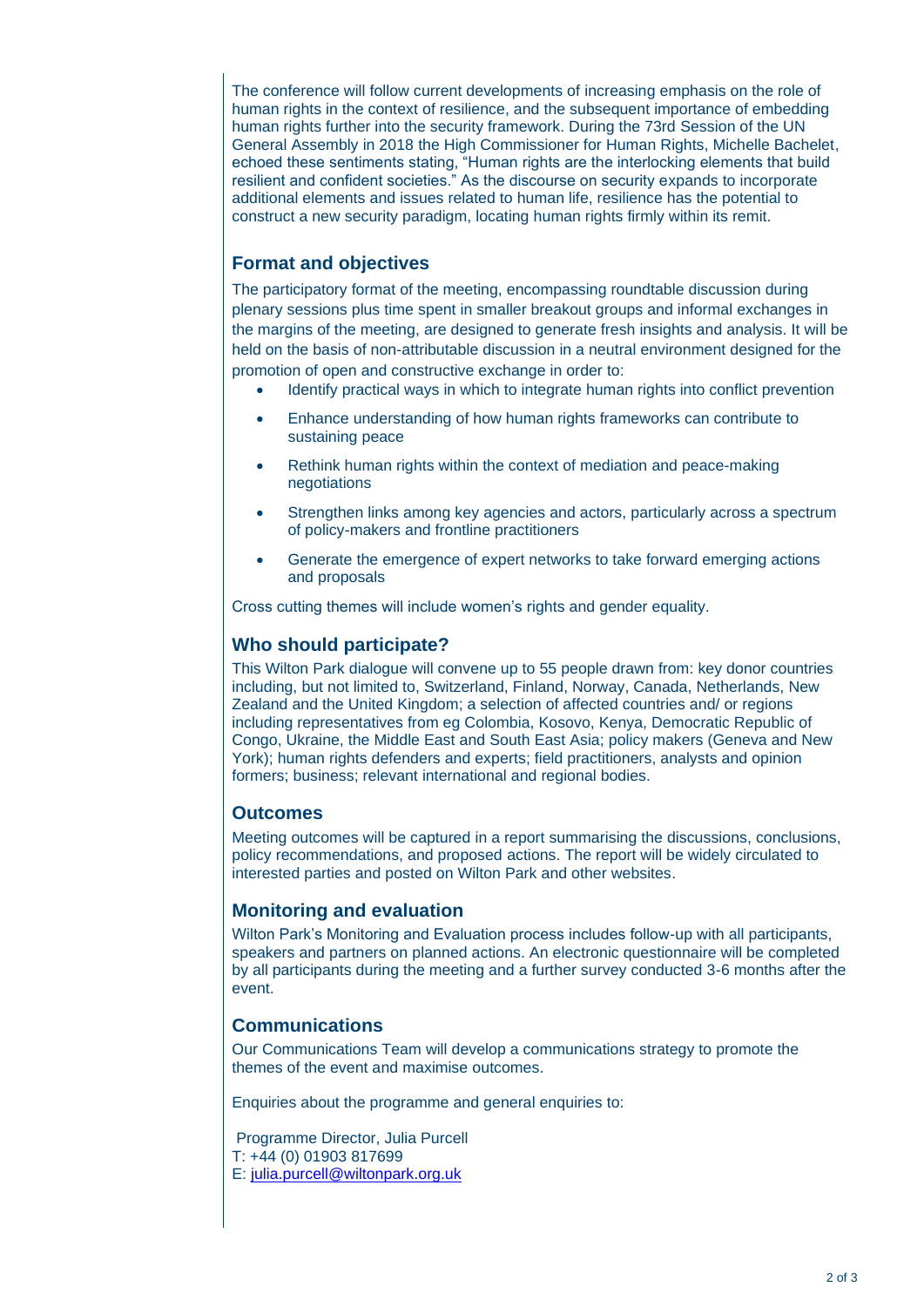The conference will follow current developments of increasing emphasis on the role of human rights in the context of resilience, and the subsequent importance of embedding human rights further into the security framework. During the 73rd Session of the UN General Assembly in 2018 the High Commissioner for Human Rights, Michelle Bachelet, echoed these sentiments stating, "Human rights are the interlocking elements that build resilient and confident societies." As the discourse on security expands to incorporate additional elements and issues related to human life, resilience has the potential to construct a new security paradigm, locating human rights firmly within its remit.

## Format and objectives

The participatory format of the meeting, encompassing roundtable discussion during plenary sessions plus time spent in smaller breakout groups and informal exchanges in the margins of the meeting, are designed to generate fresh insights and analysis. It will be held on the basis of non-attributable discussion in a neutral environment designed for the promotion of open and constructive exchange in order to:

- Identify practical ways in which to integrate human rights into conflict prevention
- Enhance understanding of how human rights frameworks can contribute to sustaining peace
- Rethink human rights within the context of mediation and peace-making negotiations
- Strengthen links among key agencies and actors, particularly across a spectrum of policy-makers and frontline practitioners
- Generate the emergence of expert networks to take forward emerging actions and proposals

Cross cutting themes will include women's rights and gender equality.

## Who should participate?

This Wilton Park dialogue will convene up to 55 people drawn from: key donor countries including, but not limited to, Switzerland, Finland, Norway, Canada, Netherlands, New Zealand and the United Kingdom; a selection of affected countries and/ or regions including representatives from eg Colombia, Kosovo, Kenya, Democratic Republic of Congo, Ukraine, the Middle East and South East Asia; policy makers (Geneva and New York); human rights defenders and experts; field practitioners, analysts and opinion formers; business; relevant international and regional bodies.

## Outcomes

Meeting outcomes will be captured in a report summarising the discussions, conclusions, policy recommendations, and proposed actions. The report will be widely circulated to interested parties and posted on Wilton Park and other websites.

## Monitoring and evaluation

Wilton Park's Monitoring and Evaluation process includes follow-up with all participants, speakers and partners on planned actions. An electronic questionnaire will be completed by all participants during the meeting and a further survey conducted 3-6 months after the event.

## Communications

Our Communications Team will develop a communications strategy to promote the themes of the event and maximise outcomes.

Enquiries about the programme and general enquiries to:

Programme Director, Julia Purcell
T: +44 (0) 01903 817699
E: julia.purcell@wiltonpark.org.uk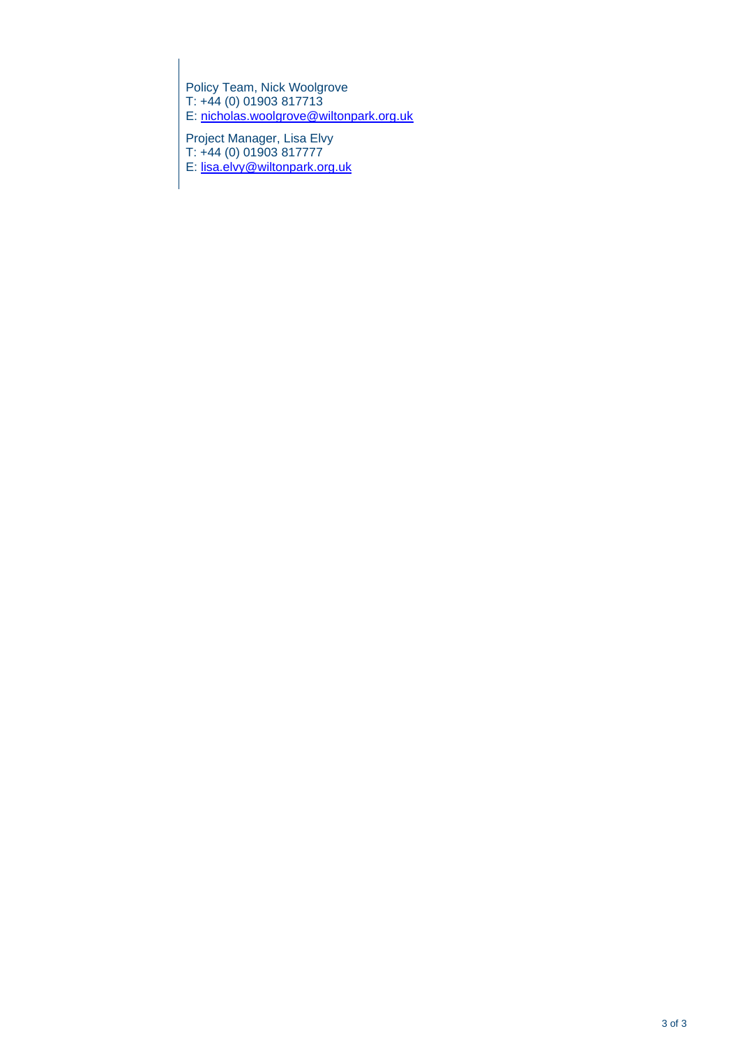Policy Team, Nick Woolgrove
T: +44 (0) 01903 817713
E: nicholas.woolgrove@wiltonpark.org.uk

Project Manager, Lisa Elvy
T: +44 (0) 01903 817777
E: lisa.elvy@wiltonpark.org.uk